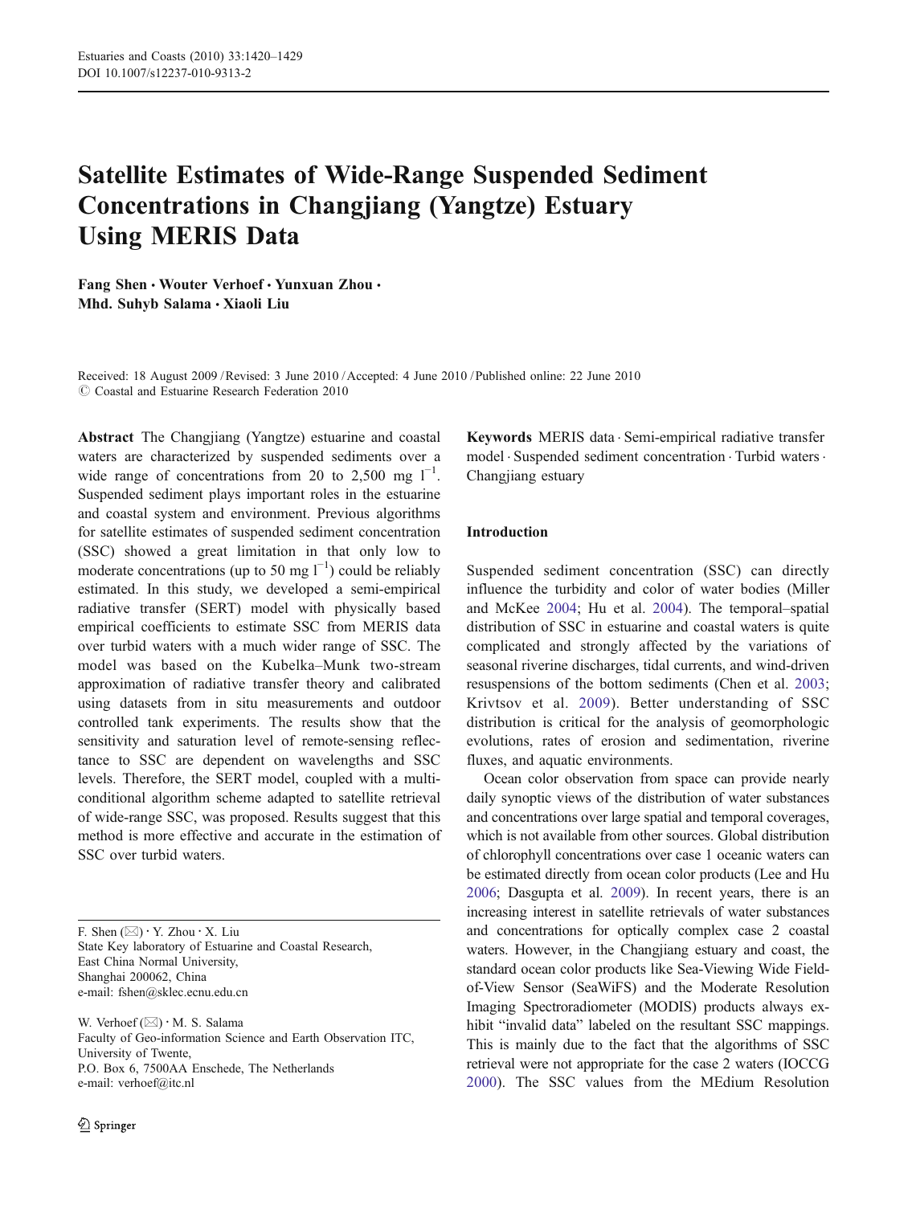# Satellite Estimates of Wide-Range Suspended Sediment Concentrations in Changjiang (Yangtze) Estuary Using MERIS Data

**Fang Shen · Wouter Verhoef · Yunxuan Zhou · Mhd. Suhyb Salama · Xiaoli Liu**

Received: 18 August 2009 / Revised: 3 June 2010 / Accepted: 4 June 2010 / Published online: 22 June 2010
© Coastal and Estuarine Research Federation 2010

**Abstract** The Changjiang (Yangtze) estuarine and coastal waters are characterized by suspended sediments over a wide range of concentrations from 20 to 2,500 mg $l^{-1}$. Suspended sediment plays important roles in the estuarine and coastal system and environment. Previous algorithms for satellite estimates of suspended sediment concentration (SSC) showed a great limitation in that only low to moderate concentrations (up to 50 mg $l^{-1}$) could be reliably estimated. In this study, we developed a semi-empirical radiative transfer (SERT) model with physically based empirical coefficients to estimate SSC from MERIS data over turbid waters with a much wider range of SSC. The model was based on the Kubelka–Munk two-stream approximation of radiative transfer theory and calibrated using datasets from in situ measurements and outdoor controlled tank experiments. The results show that the sensitivity and saturation level of remote-sensing reflectance to SSC are dependent on wavelengths and SSC levels. Therefore, the SERT model, coupled with a multi-conditional algorithm scheme adapted to satellite retrieval of wide-range SSC, was proposed. Results suggest that this method is more effective and accurate in the estimation of SSC over turbid waters.

**Keywords** MERIS data · Semi-empirical radiative transfer model · Suspended sediment concentration · Turbid waters · Changjiang estuary

F. Shen (✉) · Y. Zhou · X. Liu
State Key laboratory of Estuarine and Coastal Research,
East China Normal University,
Shanghai 200062, China
e-mail: fshen@sklec.ecnu.edu.cn

W. Verhoef (✉) · M. S. Salama
Faculty of Geo-information Science and Earth Observation ITC,
University of Twente,
P.O. Box 6, 7500AA Enschede, The Netherlands
e-mail: verhoef@itc.nl

## Introduction

Suspended sediment concentration (SSC) can directly influence the turbidity and color of water bodies (Miller and McKee 2004; Hu et al. 2004). The temporal–spatial distribution of SSC in estuarine and coastal waters is quite complicated and strongly affected by the variations of seasonal riverine discharges, tidal currents, and wind-driven resuspensions of the bottom sediments (Chen et al. 2003; Krivtsov et al. 2009). Better understanding of SSC distribution is critical for the analysis of geomorphologic evolutions, rates of erosion and sedimentation, riverine fluxes, and aquatic environments.

Ocean color observation from space can provide nearly daily synoptic views of the distribution of water substances and concentrations over large spatial and temporal coverages, which is not available from other sources. Global distribution of chlorophyll concentrations over case 1 oceanic waters can be estimated directly from ocean color products (Lee and Hu 2006; Dasgupta et al. 2009). In recent years, there is an increasing interest in satellite retrievals of water substances and concentrations for optically complex case 2 coastal waters. However, in the Changjiang estuary and coast, the standard ocean color products like Sea-Viewing Wide Field-of-View Sensor (SeaWiFS) and the Moderate Resolution Imaging Spectroradiometer (MODIS) products always exhibit "invalid data" labeled on the resultant SSC mappings. This is mainly due to the fact that the algorithms of SSC retrieval were not appropriate for the case 2 waters (IOCCG 2000). The SSC values from the MEdium Resolution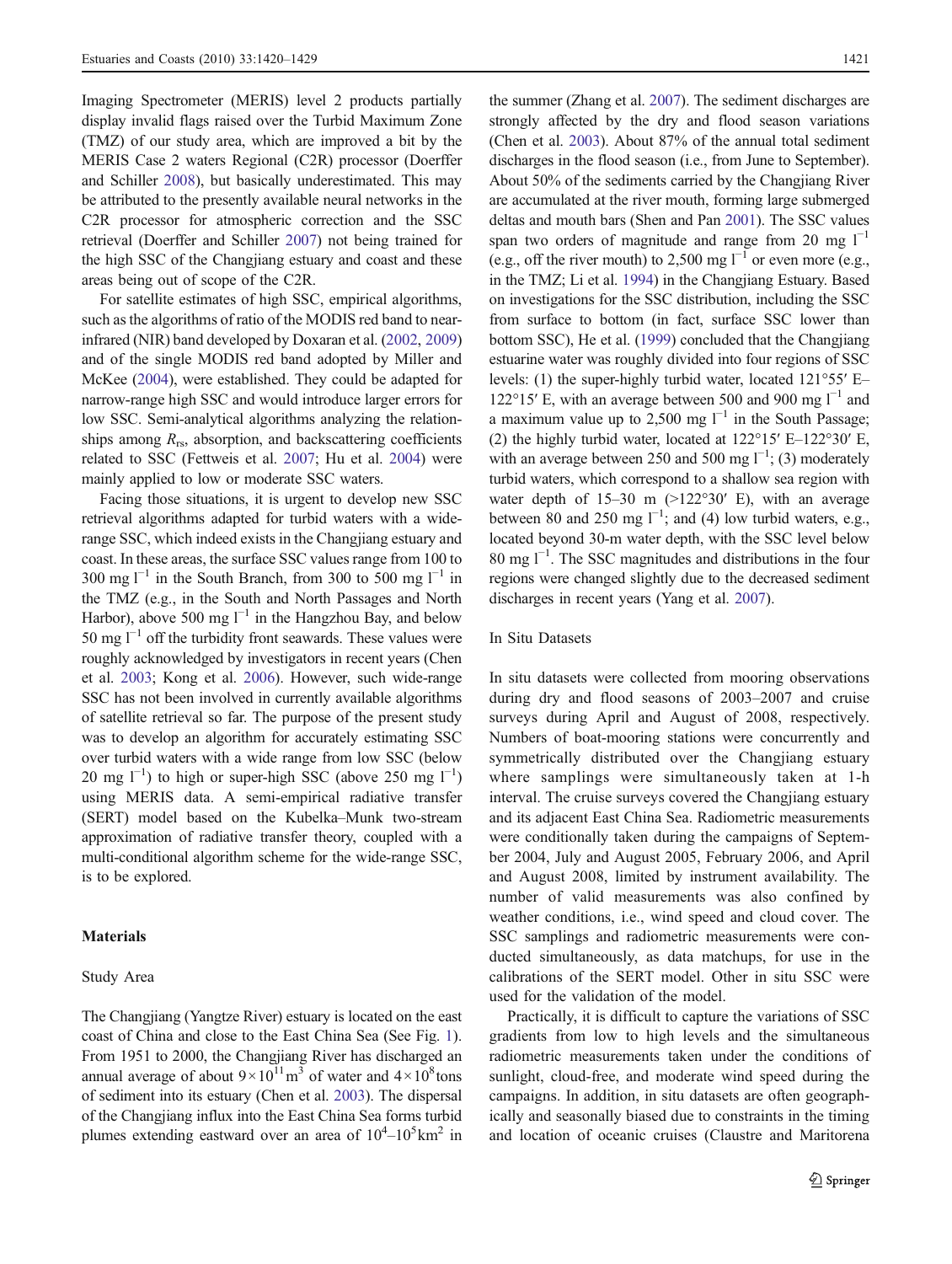Imaging Spectrometer (MERIS) level 2 products partially display invalid flags raised over the Turbid Maximum Zone (TMZ) of our study area, which are improved a bit by the MERIS Case 2 waters Regional (C2R) processor (Doerffer and Schiller 2008), but basically underestimated. This may be attributed to the presently available neural networks in the C2R processor for atmospheric correction and the SSC retrieval (Doerffer and Schiller 2007) not being trained for the high SSC of the Changjiang estuary and coast and these areas being out of scope of the C2R.

For satellite estimates of high SSC, empirical algorithms, such as the algorithms of ratio of the MODIS red band to near-infrared (NIR) band developed by Doxaran et al. (2002, 2009) and of the single MODIS red band adopted by Miller and McKee (2004), were established. They could be adapted for narrow-range high SSC and would introduce larger errors for low SSC. Semi-analytical algorithms analyzing the relationships among $R_{rs}$, absorption, and backscattering coefficients related to SSC (Fettweis et al. 2007; Hu et al. 2004) were mainly applied to low or moderate SSC waters.

Facing those situations, it is urgent to develop new SSC retrieval algorithms adapted for turbid waters with a wide-range SSC, which indeed exists in the Changjiang estuary and coast. In these areas, the surface SSC values range from 100 to 300 mg $l^{-1}$ in the South Branch, from 300 to 500 mg $l^{-1}$ in the TMZ (e.g., in the South and North Passages and North Harbor), above 500 mg $l^{-1}$ in the Hangzhou Bay, and below 50 mg $l^{-1}$ off the turbidity front seawards. These values were roughly acknowledged by investigators in recent years (Chen et al. 2003; Kong et al. 2006). However, such wide-range SSC has not been involved in currently available algorithms of satellite retrieval so far. The purpose of the present study was to develop an algorithm for accurately estimating SSC over turbid waters with a wide range from low SSC (below 20 mg $l^{-1}$) to high or super-high SSC (above 250 mg $l^{-1}$) using MERIS data. A semi-empirical radiative transfer (SERT) model based on the Kubelka–Munk two-stream approximation of radiative transfer theory, coupled with a multi-conditional algorithm scheme for the wide-range SSC, is to be explored.

## Materials

### Study Area

The Changjiang (Yangtze River) estuary is located on the east coast of China and close to the East China Sea (See Fig. 1). From 1951 to 2000, the Changjiang River has discharged an annual average of about $9\times10^{11}$ m$^3$ of water and $4\times10^8$ tons of sediment into its estuary (Chen et al. 2003). The dispersal of the Changjiang influx into the East China Sea forms turbid plumes extending eastward over an area of $10^4$–$10^5$ km$^2$ in the summer (Zhang et al. 2007). The sediment discharges are strongly affected by the dry and flood season variations (Chen et al. 2003). About 87% of the annual total sediment discharges in the flood season (i.e., from June to September). About 50% of the sediments carried by the Changjiang River are accumulated at the river mouth, forming large submerged deltas and mouth bars (Shen and Pan 2001). The SSC values span two orders of magnitude and range from 20 mg $l^{-1}$ (e.g., off the river mouth) to 2,500 mg $l^{-1}$ or even more (e.g., in the TMZ; Li et al. 1994) in the Changjiang Estuary. Based on investigations for the SSC distribution, including the SSC from surface to bottom (in fact, surface SSC lower than bottom SSC), He et al. (1999) concluded that the Changjiang estuarine water was roughly divided into four regions of SSC levels: (1) the super-highly turbid water, located 121°55′ E–122°15′ E, with an average between 500 and 900 mg $l^{-1}$ and a maximum value up to 2,500 mg $l^{-1}$ in the South Passage; (2) the highly turbid water, located at 122°15′ E–122°30′ E, with an average between 250 and 500 mg $l^{-1}$; (3) moderately turbid waters, which correspond to a shallow sea region with water depth of 15–30 m (>122°30′ E), with an average between 80 and 250 mg $l^{-1}$; and (4) low turbid waters, e.g., located beyond 30-m water depth, with the SSC level below 80 mg $l^{-1}$. The SSC magnitudes and distributions in the four regions were changed slightly due to the decreased sediment discharges in recent years (Yang et al. 2007).

### In Situ Datasets

In situ datasets were collected from mooring observations during dry and flood seasons of 2003–2007 and cruise surveys during April and August of 2008, respectively. Numbers of boat-mooring stations were concurrently and symmetrically distributed over the Changjiang estuary where samplings were simultaneously taken at 1-h interval. The cruise surveys covered the Changjiang estuary and its adjacent East China Sea. Radiometric measurements were conditionally taken during the campaigns of September 2004, July and August 2005, February 2006, and April and August 2008, limited by instrument availability. The number of valid measurements was also confined by weather conditions, i.e., wind speed and cloud cover. The SSC samplings and radiometric measurements were conducted simultaneously, as data matchups, for use in the calibrations of the SERT model. Other in situ SSC were used for the validation of the model.

Practically, it is difficult to capture the variations of SSC gradients from low to high levels and the simultaneous radiometric measurements taken under the conditions of sunlight, cloud-free, and moderate wind speed during the campaigns. In addition, in situ datasets are often geographically and seasonally biased due to constraints in the timing and location of oceanic cruises (Claustre and Maritorena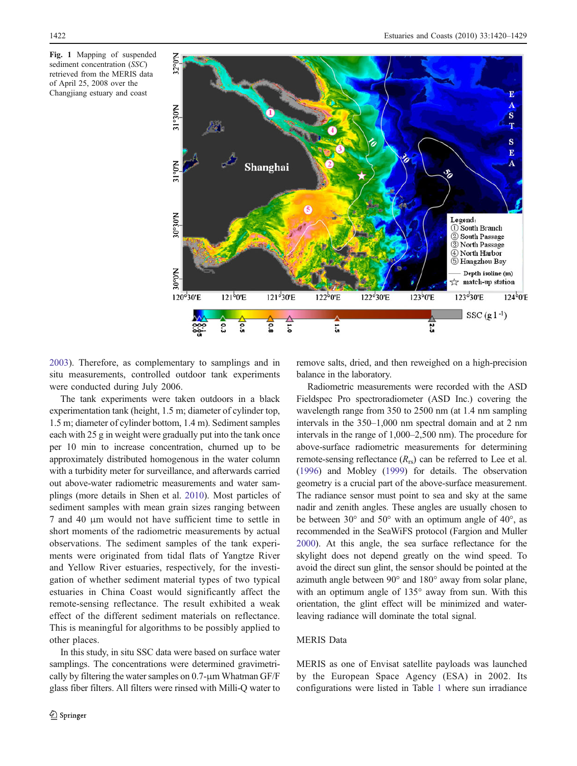**Fig. 1** Mapping of suspended sediment concentration (*SSC*) retrieved from the MERIS data of April 25, 2008 over the Changjiang estuary and coast

2003). Therefore, as complementary to samplings and in situ measurements, controlled outdoor tank experiments were conducted during July 2006.

The tank experiments were taken outdoors in a black experimentation tank (height, 1.5 m; diameter of cylinder top, 1.5 m; diameter of cylinder bottom, 1.4 m). Sediment samples each with 25 g in weight were gradually put into the tank once per 10 min to increase concentration, churned up to be approximately distributed homogenous in the water column with a turbidity meter for surveillance, and afterwards carried out above-water radiometric measurements and water samplings (more details in Shen et al. 2010). Most particles of sediment samples with mean grain sizes ranging between 7 and 40 μm would not have sufficient time to settle in short moments of the radiometric measurements by actual observations. The sediment samples of the tank experiments were originated from tidal flats of Yangtze River and Yellow River estuaries, respectively, for the investigation of whether sediment material types of two typical estuaries in China Coast would significantly affect the remote-sensing reflectance. The result exhibited a weak effect of the different sediment materials on reflectance. This is meaningful for algorithms to be possibly applied to other places.

In this study, in situ SSC data were based on surface water samplings. The concentrations were determined gravimetrically by filtering the water samples on 0.7-μm Whatman GF/F glass fiber filters. All filters were rinsed with Milli-Q water to remove salts, dried, and then reweighed on a high-precision balance in the laboratory.

Radiometric measurements were recorded with the ASD Fieldspec Pro spectroradiometer (ASD Inc.) covering the wavelength range from 350 to 2500 nm (at 1.4 nm sampling intervals in the 350–1,000 nm spectral domain and at 2 nm intervals in the range of 1,000–2,500 nm). The procedure for above-surface radiometric measurements for determining remote-sensing reflectance ($R_{rs}$) can be referred to Lee et al. (1996) and Mobley (1999) for details. The observation geometry is a crucial part of the above-surface measurement. The radiance sensor must point to sea and sky at the same nadir and zenith angles. These angles are usually chosen to be between 30° and 50° with an optimum angle of 40°, as recommended in the SeaWiFS protocol (Fargion and Muller 2000). At this angle, the sea surface reflectance for the skylight does not depend greatly on the wind speed. To avoid the direct sun glint, the sensor should be pointed at the azimuth angle between 90° and 180° away from solar plane, with an optimum angle of 135° away from sun. With this orientation, the glint effect will be minimized and water-leaving radiance will dominate the total signal.

## MERIS Data

MERIS as one of Envisat satellite payloads was launched by the European Space Agency (ESA) in 2002. Its configurations were listed in Table 1 where sun irradiance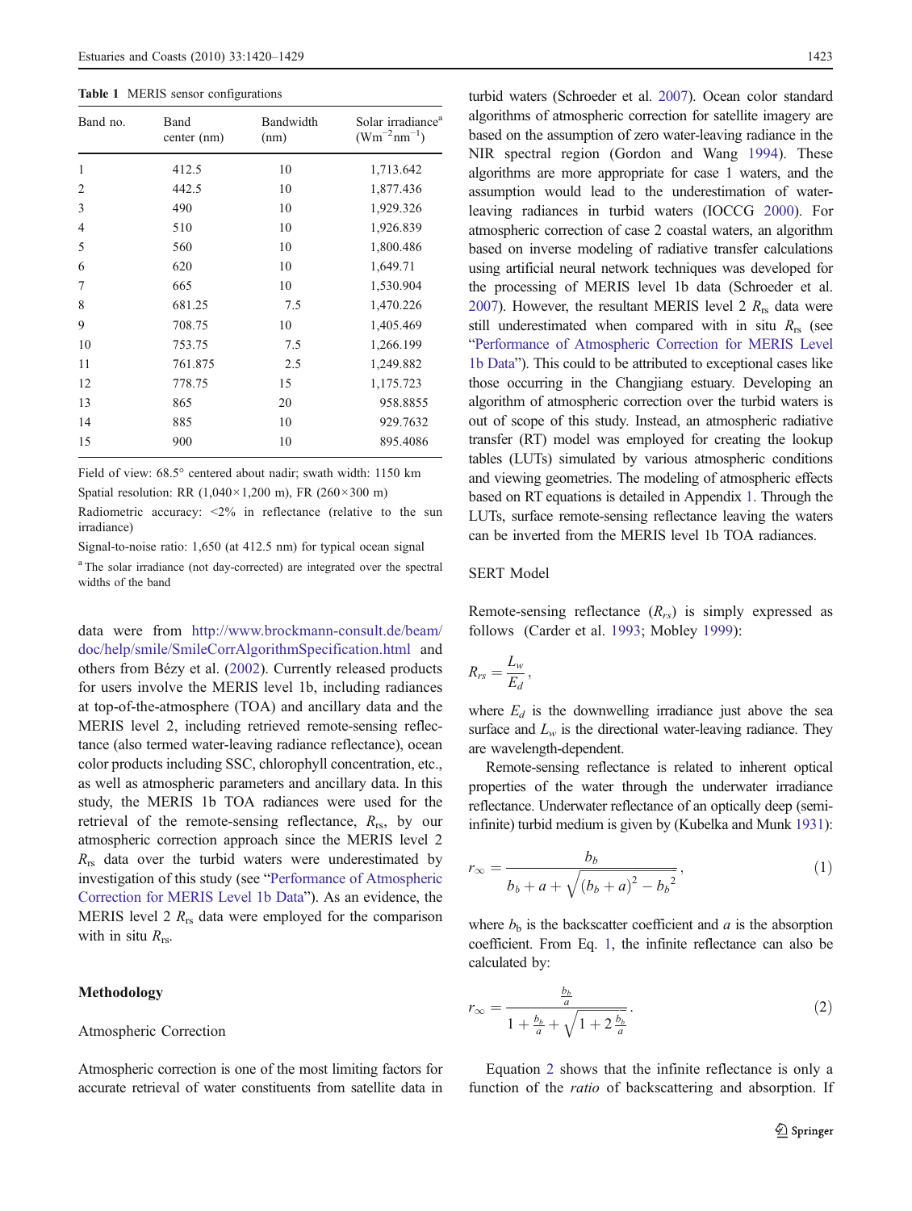**Table 1** MERIS sensor configurations

| Band no. | Band center (nm) | Bandwidth (nm) | Solar irradiance[a] ($Wm^{-2}nm^{-1}$) |
|---|---|---|---|
| 1 | 412.5 | 10 | 1,713.642 |
| 2 | 442.5 | 10 | 1,877.436 |
| 3 | 490 | 10 | 1,929.326 |
| 4 | 510 | 10 | 1,926.839 |
| 5 | 560 | 10 | 1,800.486 |
| 6 | 620 | 10 | 1,649.71 |
| 7 | 665 | 10 | 1,530.904 |
| 8 | 681.25 | 7.5 | 1,470.226 |
| 9 | 708.75 | 10 | 1,405.469 |
| 10 | 753.75 | 7.5 | 1,266.199 |
| 11 | 761.875 | 2.5 | 1,249.882 |
| 12 | 778.75 | 15 | 1,175.723 |
| 13 | 865 | 20 | 958.8855 |
| 14 | 885 | 10 | 929.7632 |
| 15 | 900 | 10 | 895.4086 |

Field of view: 68.5° centered about nadir; swath width: 1150 km

Spatial resolution: RR (1,040×1,200 m), FR (260×300 m)

Radiometric accuracy: <2% in reflectance (relative to the sun irradiance)

Signal-to-noise ratio: 1,650 (at 412.5 nm) for typical ocean signal

[a] The solar irradiance (not day-corrected) are integrated over the spectral widths of the band

data were from http://www.brockmann-consult.de/beam/doc/help/smile/SmileCorrAlgorithmSpecification.html and others from Bézy et al. (2002). Currently released products for users involve the MERIS level 1b, including radiances at top-of-the-atmosphere (TOA) and ancillary data and the MERIS level 2, including retrieved remote-sensing reflectance (also termed water-leaving radiance reflectance), ocean color products including SSC, chlorophyll concentration, etc., as well as atmospheric parameters and ancillary data. In this study, the MERIS 1b TOA radiances were used for the retrieval of the remote-sensing reflectance, $R_{rs}$, by our atmospheric correction approach since the MERIS level 2 $R_{rs}$ data over the turbid waters were underestimated by investigation of this study (see "Performance of Atmospheric Correction for MERIS Level 1b Data"). As an evidence, the MERIS level 2 $R_{rs}$ data were employed for the comparison with in situ $R_{rs}$.

## Methodology

### Atmospheric Correction

Atmospheric correction is one of the most limiting factors for accurate retrieval of water constituents from satellite data in turbid waters (Schroeder et al. 2007). Ocean color standard algorithms of atmospheric correction for satellite imagery are based on the assumption of zero water-leaving radiance in the NIR spectral region (Gordon and Wang 1994). These algorithms are more appropriate for case 1 waters, and the assumption would lead to the underestimation of water-leaving radiances in turbid waters (IOCCG 2000). For atmospheric correction of case 2 coastal waters, an algorithm based on inverse modeling of radiative transfer calculations using artificial neural network techniques was developed for the processing of MERIS level 1b data (Schroeder et al. 2007). However, the resultant MERIS level 2 $R_{rs}$ data were still underestimated when compared with in situ $R_{rs}$ (see "Performance of Atmospheric Correction for MERIS Level 1b Data"). This could to be attributed to exceptional cases like those occurring in the Changjiang estuary. Developing an algorithm of atmospheric correction over the turbid waters is out of scope of this study. Instead, an atmospheric radiative transfer (RT) model was employed for creating the lookup tables (LUTs) simulated by various atmospheric conditions and viewing geometries. The modeling of atmospheric effects based on RT equations is detailed in Appendix 1. Through the LUTs, surface remote-sensing reflectance leaving the waters can be inverted from the MERIS level 1b TOA radiances.

### SERT Model

Remote-sensing reflectance ($R_{rs}$) is simply expressed as follows (Carder et al. 1993; Mobley 1999):

$$R_{rs} = \frac{L_w}{E_d},$$

where $E_d$ is the downwelling irradiance just above the sea surface and $L_w$ is the directional water-leaving radiance. They are wavelength-dependent.

Remote-sensing reflectance is related to inherent optical properties of the water through the underwater irradiance reflectance. Underwater reflectance of an optically deep (semi-infinite) turbid medium is given by (Kubelka and Munk 1931):

$$r_\infty = \frac{b_b}{b_b + a + \sqrt{(b_b + a)^2 - {b_b}^2}}, \tag{1}$$

where $b_b$ is the backscatter coefficient and $a$ is the absorption coefficient. From Eq. 1, the infinite reflectance can also be calculated by:

$$r_\infty = \frac{\frac{b_b}{a}}{1 + \frac{b_b}{a} + \sqrt{1 + 2\frac{b_b}{a}}}. \tag{2}$$

Equation 2 shows that the infinite reflectance is only a function of the *ratio* of backscattering and absorption. If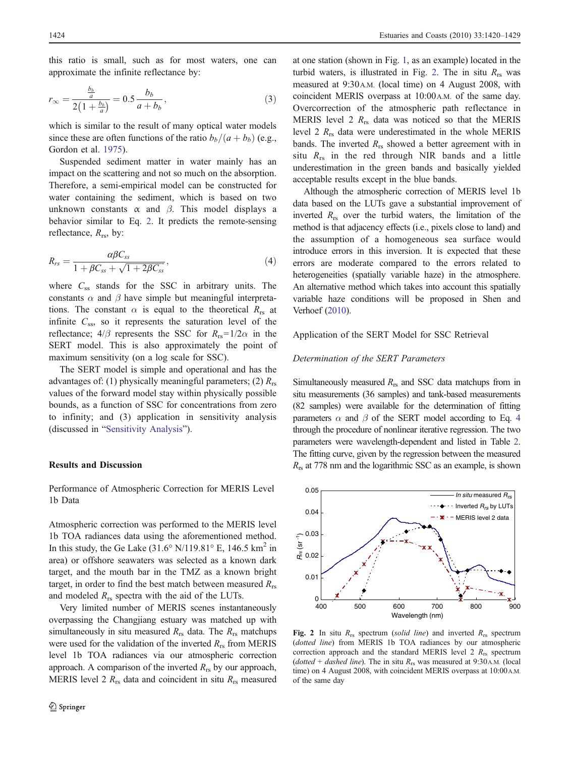this ratio is small, such as for most waters, one can approximate the infinite reflectance by:

$$r_\infty = \frac{\frac{b_b}{a}}{2\left(1+\frac{b_b}{a}\right)} = 0.5\frac{b_b}{a+b_b}, \tag{3}$$

which is similar to the result of many optical water models since these are often functions of the ratio $b_b/(a+b_b)$ (e.g., Gordon et al. 1975).

Suspended sediment matter in water mainly has an impact on the scattering and not so much on the absorption. Therefore, a semi-empirical model can be constructed for water containing the sediment, which is based on two unknown constants $\alpha$ and $\beta$. This model displays a behavior similar to Eq. 2. It predicts the remote-sensing reflectance, $R_{rs}$, by:

$$R_{rs} = \frac{\alpha\beta C_{ss}}{1+\beta C_{ss}+\sqrt{1+2\beta C_{ss}}}, \tag{4}$$

where $C_{ss}$ stands for the SSC in arbitrary units. The constants $\alpha$ and $\beta$ have simple but meaningful interpretations. The constant $\alpha$ is equal to the theoretical $R_{rs}$ at infinite $C_{ss}$, so it represents the saturation level of the reflectance; $4/\beta$ represents the SSC for $R_{rs}=1/2\alpha$ in the SERT model. This is also approximately the point of maximum sensitivity (on a log scale for SSC).

The SERT model is simple and operational and has the advantages of: (1) physically meaningful parameters; (2) $R_{rs}$ values of the forward model stay within physically possible bounds, as a function of SSC for concentrations from zero to infinity; and (3) application in sensitivity analysis (discussed in "Sensitivity Analysis").

## Results and Discussion

### Performance of Atmospheric Correction for MERIS Level 1b Data

Atmospheric correction was performed to the MERIS level 1b TOA radiances data using the aforementioned method. In this study, the Ge Lake (31.6° N/119.81° E, 146.5 km$^2$ in area) or offshore seawaters was selected as a known dark target, and the mouth bar in the TMZ as a known bright target, in order to find the best match between measured $R_{rs}$ and modeled $R_{rs}$ spectra with the aid of the LUTs.

Very limited number of MERIS scenes instantaneously overpassing the Changjiang estuary was matched up with simultaneously in situ measured $R_{rs}$ data. The $R_{rs}$ matchups were used for the validation of the inverted $R_{rs}$ from MERIS level 1b TOA radiances via our atmospheric correction approach. A comparison of the inverted $R_{rs}$ by our approach, MERIS level 2 $R_{rs}$ data and coincident in situ $R_{rs}$ measured at one station (shown in Fig. 1, as an example) located in the turbid waters, is illustrated in Fig. 2. The in situ $R_{rs}$ was measured at 9:30 A.M. (local time) on 4 August 2008, with coincident MERIS overpass at 10:00 A.M. of the same day. Overcorrection of the atmospheric path reflectance in MERIS level 2 $R_{rs}$ data was noticed so that the MERIS level 2 $R_{rs}$ data were underestimated in the whole MERIS bands. The inverted $R_{rs}$ showed a better agreement with in situ $R_{rs}$ in the red through NIR bands and a little underestimation in the green bands and basically yielded acceptable results except in the blue bands.

Although the atmospheric correction of MERIS level 1b data based on the LUTs gave a substantial improvement of inverted $R_{rs}$ over the turbid waters, the limitation of the method is that adjacency effects (i.e., pixels close to land) and the assumption of a homogeneous sea surface would introduce errors in this inversion. It is expected that these errors are moderate compared to the errors related to heterogeneities (spatially variable haze) in the atmosphere. An alternative method which takes into account this spatially variable haze conditions will be proposed in Shen and Verhoef (2010).

## Application of the SERT Model for SSC Retrieval

### Determination of the SERT Parameters

Simultaneously measured $R_{rs}$ and SSC data matchups from in situ measurements (36 samples) and tank-based measurements (82 samples) were available for the determination of fitting parameters $\alpha$ and $\beta$ of the SERT model according to Eq. 4 through the procedure of nonlinear iterative regression. The two parameters were wavelength-dependent and listed in Table 2. The fitting curve, given by the regression between the measured $R_{rs}$ at 778 nm and the logarithmic SSC as an example, is shown

**Fig. 2** In situ $R_{rs}$ spectrum (*solid line*) and inverted $R_{rs}$ spectrum (*dotted line*) from MERIS 1b TOA radiances by our atmospheric correction approach and the standard MERIS level 2 $R_{rs}$ spectrum (*dotted + dashed line*). The in situ $R_{rs}$ was measured at 9:30 A.M. (local time) on 4 August 2008, with coincident MERIS overpass at 10:00 A.M. of the same day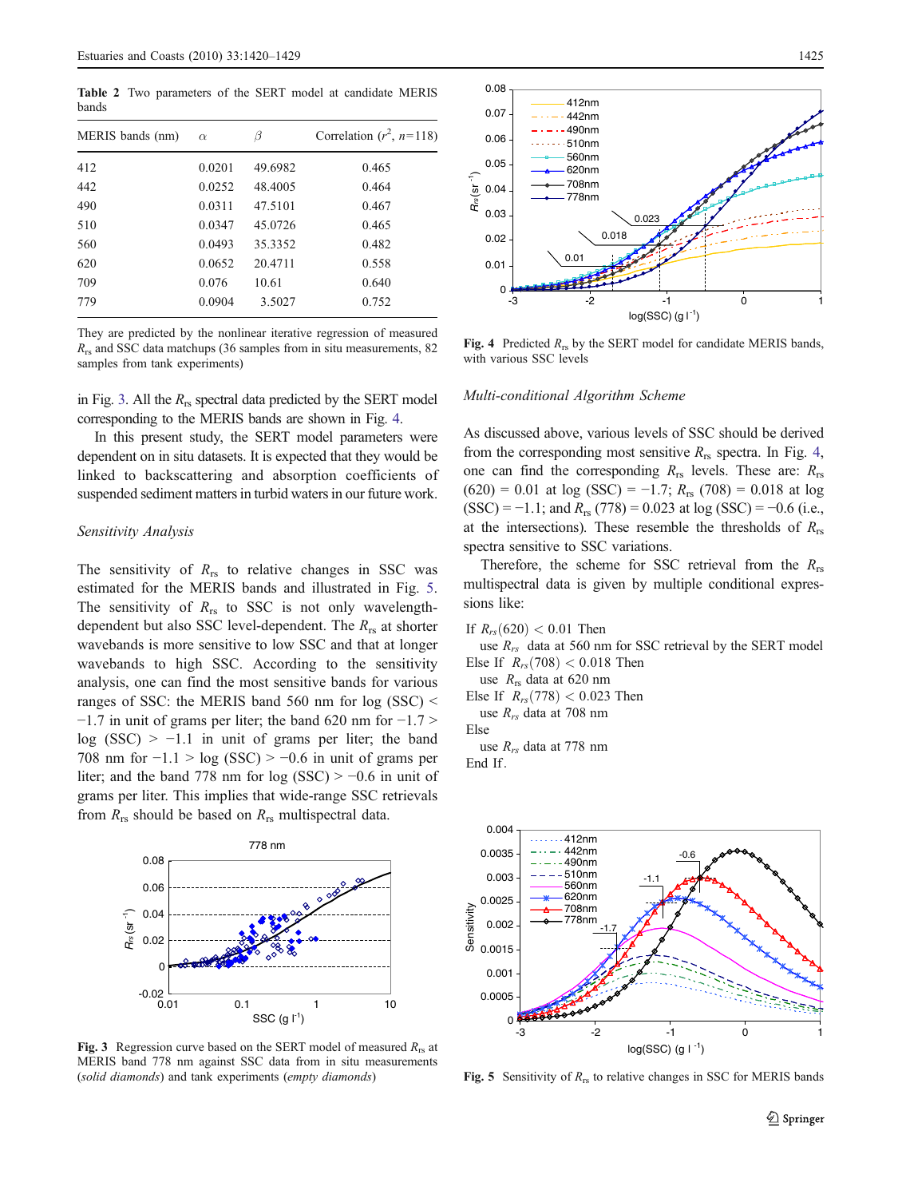**Table 2** Two parameters of the SERT model at candidate MERIS bands

| MERIS bands (nm) | $\alpha$ | $\beta$ | Correlation ($r^2$, $n$=118) |
|---|---|---|---|
| 412 | 0.0201 | 49.6982 | 0.465 |
| 442 | 0.0252 | 48.4005 | 0.464 |
| 490 | 0.0311 | 47.5101 | 0.467 |
| 510 | 0.0347 | 45.0726 | 0.465 |
| 560 | 0.0493 | 35.3352 | 0.482 |
| 620 | 0.0652 | 20.4711 | 0.558 |
| 709 | 0.076 | 10.61 | 0.640 |
| 779 | 0.0904 | 3.5027 | 0.752 |

They are predicted by the nonlinear iterative regression of measured $R_{rs}$ and SSC data matchups (36 samples from in situ measurements, 82 samples from tank experiments)

in Fig. 3. All the $R_{rs}$ spectral data predicted by the SERT model corresponding to the MERIS bands are shown in Fig. 4.

In this present study, the SERT model parameters were dependent on in situ datasets. It is expected that they would be linked to backscattering and absorption coefficients of suspended sediment matters in turbid waters in our future work.

### *Sensitivity Analysis*

The sensitivity of $R_{rs}$ to relative changes in SSC was estimated for the MERIS bands and illustrated in Fig. 5. The sensitivity of $R_{rs}$ to SSC is not only wavelength-dependent but also SSC level-dependent. The $R_{rs}$ at shorter wavebands is more sensitive to low SSC and that at longer wavebands to high SSC. According to the sensitivity analysis, one can find the most sensitive bands for various ranges of SSC: the MERIS band 560 nm for log (SSC) < −1.7 in unit of grams per liter; the band 620 nm for −1.7 > log (SSC) > −1.1 in unit of grams per liter; the band 708 nm for −1.1 > log (SSC) > −0.6 in unit of grams per liter; and the band 778 nm for log (SSC) > −0.6 in unit of grams per liter. This implies that wide-range SSC retrievals from $R_{rs}$ should be based on $R_{rs}$ multispectral data.

**Fig. 3** Regression curve based on the SERT model of measured $R_{rs}$ at MERIS band 778 nm against SSC data from in situ measurements (*solid diamonds*) and tank experiments (*empty diamonds*)

**Fig. 4** Predicted $R_{rs}$ by the SERT model for candidate MERIS bands, with various SSC levels

### *Multi-conditional Algorithm Scheme*

As discussed above, various levels of SSC should be derived from the corresponding most sensitive $R_{rs}$ spectra. In Fig. 4, one can find the corresponding $R_{rs}$ levels. These are: $R_{rs}$ (620) = 0.01 at log (SSC) = −1.7; $R_{rs}$ (708) = 0.018 at log (SSC) = −1.1; and $R_{rs}$ (778) = 0.023 at log (SSC) = −0.6 (i.e., at the intersections). These resemble the thresholds of $R_{rs}$ spectra sensitive to SSC variations.

Therefore, the scheme for SSC retrieval from the $R_{rs}$ multispectral data is given by multiple conditional expressions like:

If $R_{rs}(620) < 0.01$ Then
  use $R_{rs}$ data at 560 nm for SSC retrieval by the SERT model
Else If $R_{rs}(708) < 0.018$ Then
  use $R_{rs}$ data at 620 nm
Else If $R_{rs}(778) < 0.023$ Then
  use $R_{rs}$ data at 708 nm
Else
  use $R_{rs}$ data at 778 nm
End If.

**Fig. 5** Sensitivity of $R_{rs}$ to relative changes in SSC for MERIS bands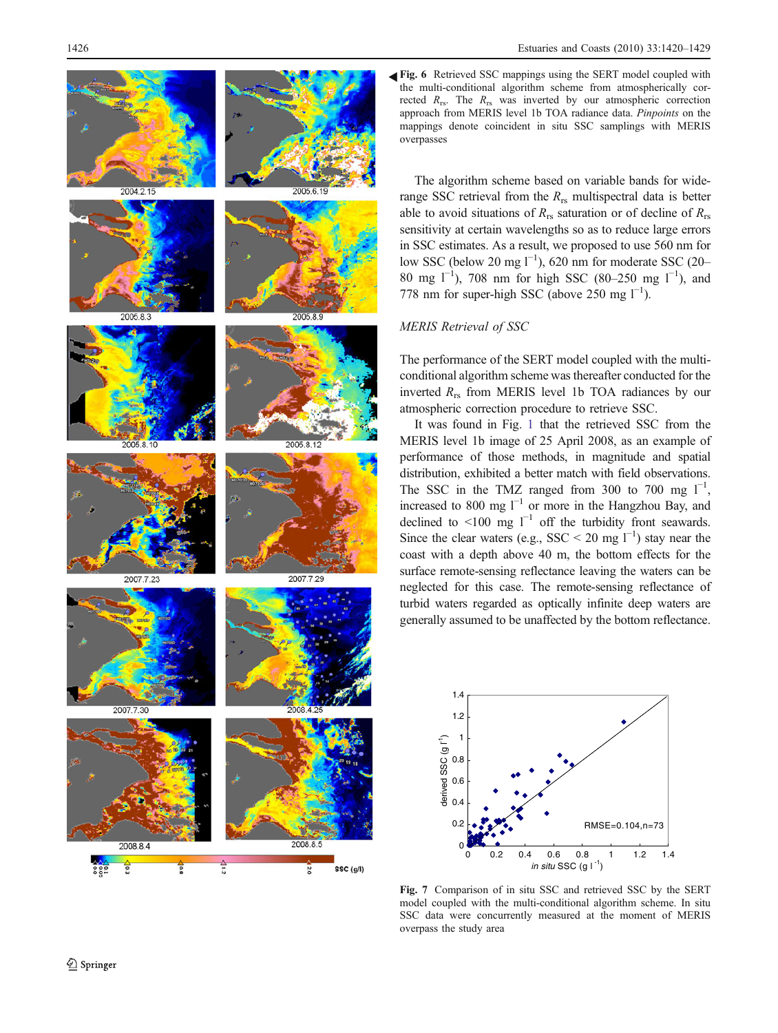**Fig. 6** Retrieved SSC mappings using the SERT model coupled with the multi-conditional algorithm scheme from atmospherically corrected $R_{rs}$. The $R_{rs}$ was inverted by our atmospheric correction approach from MERIS level 1b TOA radiance data. *Pinpoints* on the mappings denote coincident in situ SSC samplings with MERIS overpasses

The algorithm scheme based on variable bands for wide-range SSC retrieval from the $R_{rs}$ multispectral data is better able to avoid situations of $R_{rs}$ saturation or of decline of $R_{rs}$ sensitivity at certain wavelengths so as to reduce large errors in SSC estimates. As a result, we proposed to use 560 nm for low SSC (below 20 mg $l^{-1}$), 620 nm for moderate SSC (20–80 mg $l^{-1}$), 708 nm for high SSC (80–250 mg $l^{-1}$), and 778 nm for super-high SSC (above 250 mg $l^{-1}$).

### *MERIS Retrieval of SSC*

The performance of the SERT model coupled with the multi-conditional algorithm scheme was thereafter conducted for the inverted $R_{rs}$ from MERIS level 1b TOA radiances by our atmospheric correction procedure to retrieve SSC.

It was found in Fig. 1 that the retrieved SSC from the MERIS level 1b image of 25 April 2008, as an example of performance of those methods, in magnitude and spatial distribution, exhibited a better match with field observations. The SSC in the TMZ ranged from 300 to 700 mg $l^{-1}$, increased to 800 mg $l^{-1}$ or more in the Hangzhou Bay, and declined to <100 mg $l^{-1}$ off the turbidity front seawards. Since the clear waters (e.g., SSC < 20 mg $l^{-1}$) stay near the coast with a depth above 40 m, the bottom effects for the surface remote-sensing reflectance leaving the waters can be neglected for this case. The remote-sensing reflectance of turbid waters regarded as optically infinite deep waters are generally assumed to be unaffected by the bottom reflectance.

**Fig. 7** Comparison of in situ SSC and retrieved SSC by the SERT model coupled with the multi-conditional algorithm scheme. In situ SSC data were concurrently measured at the moment of MERIS overpass the study area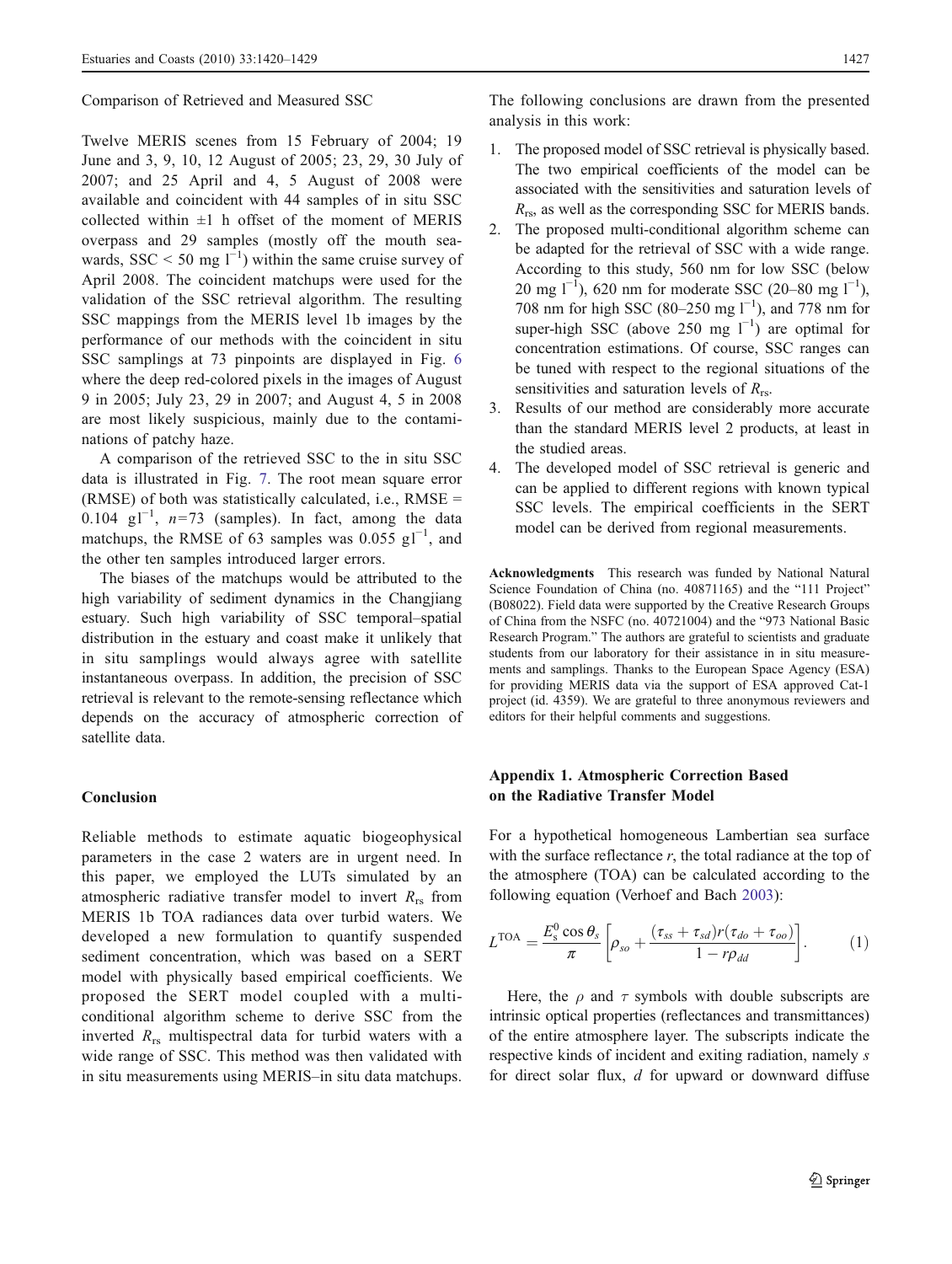Comparison of Retrieved and Measured SSC

Twelve MERIS scenes from 15 February of 2004; 19 June and 3, 9, 10, 12 August of 2005; 23, 29, 30 July of 2007; and 25 April and 4, 5 August of 2008 were available and coincident with 44 samples of in situ SSC collected within ±1 h offset of the moment of MERIS overpass and 29 samples (mostly off the mouth seawards, SSC < 50 mg $l^{-1}$) within the same cruise survey of April 2008. The coincident matchups were used for the validation of the SSC retrieval algorithm. The resulting SSC mappings from the MERIS level 1b images by the performance of our methods with the coincident in situ SSC samplings at 73 pinpoints are displayed in Fig. 6 where the deep red-colored pixels in the images of August 9 in 2005; July 23, 29 in 2007; and August 4, 5 in 2008 are most likely suspicious, mainly due to the contaminations of patchy haze.

A comparison of the retrieved SSC to the in situ SSC data is illustrated in Fig. 7. The root mean square error (RMSE) of both was statistically calculated, i.e., RMSE = 0.104 g$l^{-1}$, $n$=73 (samples). In fact, among the data matchups, the RMSE of 63 samples was 0.055 g$l^{-1}$, and the other ten samples introduced larger errors.

The biases of the matchups would be attributed to the high variability of sediment dynamics in the Changjiang estuary. Such high variability of SSC temporal–spatial distribution in the estuary and coast make it unlikely that in situ samplings would always agree with satellite instantaneous overpass. In addition, the precision of SSC retrieval is relevant to the remote-sensing reflectance which depends on the accuracy of atmospheric correction of satellite data.

## Conclusion

Reliable methods to estimate aquatic biogeophysical parameters in the case 2 waters are in urgent need. In this paper, we employed the LUTs simulated by an atmospheric radiative transfer model to invert $R_{rs}$ from MERIS 1b TOA radiances data over turbid waters. We developed a new formulation to quantify suspended sediment concentration, which was based on a SERT model with physically based empirical coefficients. We proposed the SERT model coupled with a multi-conditional algorithm scheme to derive SSC from the inverted $R_{rs}$ multispectral data for turbid waters with a wide range of SSC. This method was then validated with in situ measurements using MERIS–in situ data matchups. The following conclusions are drawn from the presented analysis in this work:

1. The proposed model of SSC retrieval is physically based. The two empirical coefficients of the model can be associated with the sensitivities and saturation levels of $R_{rs}$, as well as the corresponding SSC for MERIS bands.
2. The proposed multi-conditional algorithm scheme can be adapted for the retrieval of SSC with a wide range. According to this study, 560 nm for low SSC (below 20 mg $l^{-1}$), 620 nm for moderate SSC (20–80 mg $l^{-1}$), 708 nm for high SSC (80–250 mg $l^{-1}$), and 778 nm for super-high SSC (above 250 mg $l^{-1}$) are optimal for concentration estimations. Of course, SSC ranges can be tuned with respect to the regional situations of the sensitivities and saturation levels of $R_{rs}$.
3. Results of our method are considerably more accurate than the standard MERIS level 2 products, at least in the studied areas.
4. The developed model of SSC retrieval is generic and can be applied to different regions with known typical SSC levels. The empirical coefficients in the SERT model can be derived from regional measurements.

**Acknowledgments** This research was funded by National Natural Science Foundation of China (no. 40871165) and the "111 Project" (B08022). Field data were supported by the Creative Research Groups of China from the NSFC (no. 40721004) and the "973 National Basic Research Program." The authors are grateful to scientists and graduate students from our laboratory for their assistance in in situ measurements and samplings. Thanks to the European Space Agency (ESA) for providing MERIS data via the support of ESA approved Cat-1 project (id. 4359). We are grateful to three anonymous reviewers and editors for their helpful comments and suggestions.

## Appendix 1. Atmospheric Correction Based on the Radiative Transfer Model

For a hypothetical homogeneous Lambertian sea surface with the surface reflectance $r$, the total radiance at the top of the atmosphere (TOA) can be calculated according to the following equation (Verhoef and Bach 2003):

$$L^{\mathrm{TOA}} = \frac{E_s^0 \cos\theta_s}{\pi}\left[\rho_{so} + \frac{(\tau_{ss}+\tau_{sd})r(\tau_{do}+\tau_{oo})}{1 - r\rho_{dd}}\right]. \qquad (1)$$

Here, the $\rho$ and $\tau$ symbols with double subscripts are intrinsic optical properties (reflectances and transmittances) of the entire atmosphere layer. The subscripts indicate the respective kinds of incident and exiting radiation, namely $s$ for direct solar flux, $d$ for upward or downward diffuse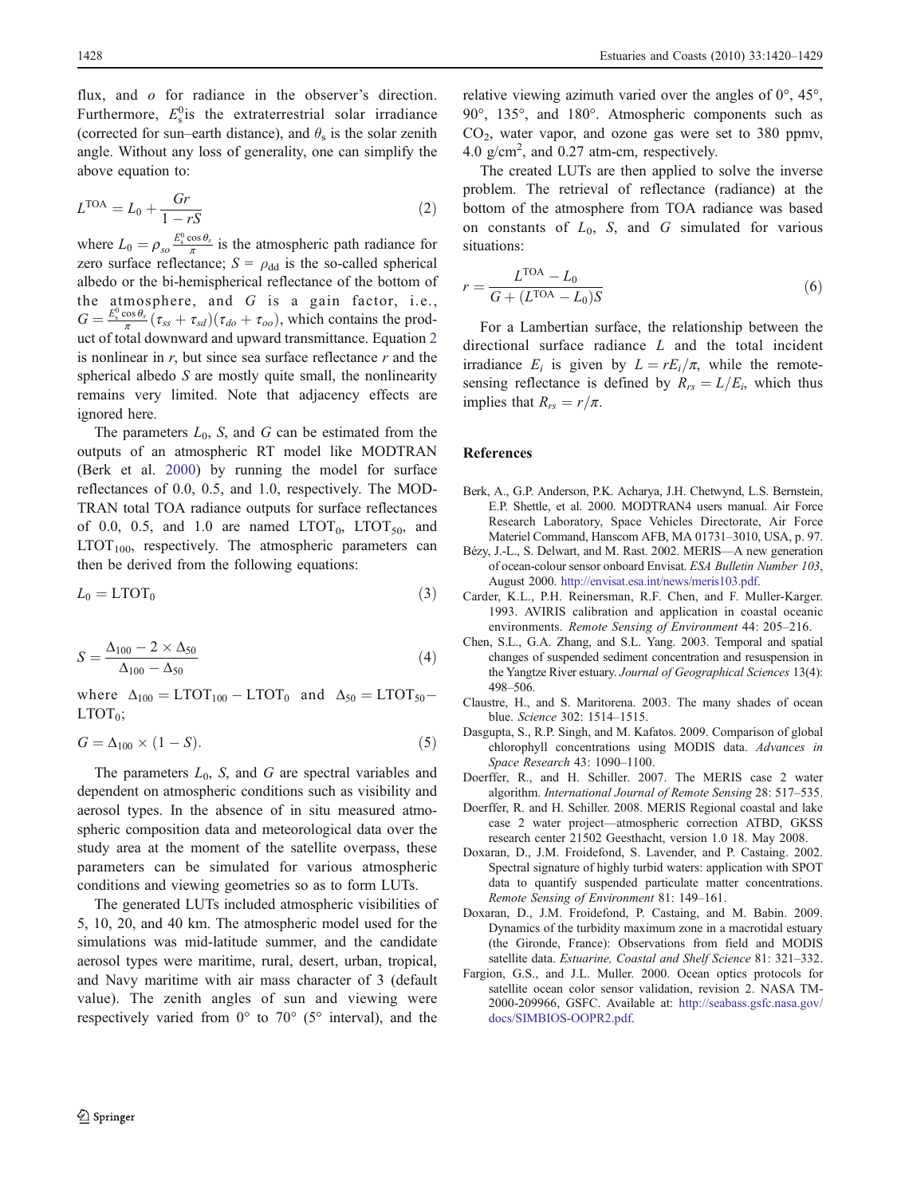flux, and $o$ for radiance in the observer's direction. Furthermore, $E_s^0$is the extraterrestrial solar irradiance (corrected for sun–earth distance), and $\theta_s$ is the solar zenith angle. Without any loss of generality, one can simplify the above equation to:

$$L^{\mathrm{TOA}} = L_0 + \frac{Gr}{1 - rS} \tag{2}$$

where $L_0 = \rho_{so}\frac{E_s^0 \cos\theta_s}{\pi}$ is the atmospheric path radiance for zero surface reflectance; $S = \rho_{\mathrm{dd}}$ is the so-called spherical albedo or the bi-hemispherical reflectance of the bottom of the atmosphere, and $G$ is a gain factor, i.e., $G = \frac{E_s^0 \cos\theta_s}{\pi}(\tau_{ss} + \tau_{sd})(\tau_{do} + \tau_{oo})$, which contains the product of total downward and upward transmittance. Equation 2 is nonlinear in $r$, but since sea surface reflectance $r$ and the spherical albedo $S$ are mostly quite small, the nonlinearity remains very limited. Note that adjacency effects are ignored here.

The parameters $L_0$, $S$, and $G$ can be estimated from the outputs of an atmospheric RT model like MODTRAN (Berk et al. 2000) by running the model for surface reflectances of 0.0, 0.5, and 1.0, respectively. The MODTRAN total TOA radiance outputs for surface reflectances of 0.0, 0.5, and 1.0 are named $\mathrm{LTOT}_0$, $\mathrm{LTOT}_{50}$, and $\mathrm{LTOT}_{100}$, respectively. The atmospheric parameters can then be derived from the following equations:

$$L_0 = \mathrm{LTOT}_0 \tag{3}$$

$$S = \frac{\Delta_{100} - 2 \times \Delta_{50}}{\Delta_{100} - \Delta_{50}} \tag{4}$$

where $\Delta_{100} = \mathrm{LTOT}_{100} - \mathrm{LTOT}_0$ and $\Delta_{50} = \mathrm{LTOT}_{50} - \mathrm{LTOT}_0$;

$$G = \Delta_{100} \times (1 - S). \tag{5}$$

The parameters $L_0$, $S$, and $G$ are spectral variables and dependent on atmospheric conditions such as visibility and aerosol types. In the absence of in situ measured atmospheric composition data and meteorological data over the study area at the moment of the satellite overpass, these parameters can be simulated for various atmospheric conditions and viewing geometries so as to form LUTs.

The generated LUTs included atmospheric visibilities of 5, 10, 20, and 40 km. The atmospheric model used for the simulations was mid-latitude summer, and the candidate aerosol types were maritime, rural, desert, urban, tropical, and Navy maritime with air mass character of 3 (default value). The zenith angles of sun and viewing were respectively varied from 0° to 70° (5° interval), and the relative viewing azimuth varied over the angles of 0°, 45°, 90°, 135°, and 180°. Atmospheric components such as $CO_2$, water vapor, and ozone gas were set to 380 ppmv, 4.0 g/cm$^2$, and 0.27 atm-cm, respectively.

The created LUTs are then applied to solve the inverse problem. The retrieval of reflectance (radiance) at the bottom of the atmosphere from TOA radiance was based on constants of $L_0$, $S$, and $G$ simulated for various situations:

$$r = \frac{L^{\mathrm{TOA}} - L_0}{G + (L^{\mathrm{TOA}} - L_0)S} \tag{6}$$

For a Lambertian surface, the relationship between the directional surface radiance $L$ and the total incident irradiance $E_i$ is given by $L = rE_i/\pi$, while the remote-sensing reflectance is defined by $R_{rs} = L/E_i$, which thus implies that $R_{rs} = r/\pi$.

## References

Berk, A., G.P. Anderson, P.K. Acharya, J.H. Chetwynd, L.S. Bernstein, E.P. Shettle, et al. 2000. MODTRAN4 users manual. Air Force Research Laboratory, Space Vehicles Directorate, Air Force Materiel Command, Hanscom AFB, MA 01731–3010, USA, p. 97.

Bézy, J.-L., S. Delwart, and M. Rast. 2002. MERIS—A new generation of ocean-colour sensor onboard Envisat. *ESA Bulletin Number 103*, August 2000. http://envisat.esa.int/news/meris103.pdf.

Carder, K.L., P.H. Reinersman, R.F. Chen, and F. Muller-Karger. 1993. AVIRIS calibration and application in coastal oceanic environments. *Remote Sensing of Environment* 44: 205–216.

Chen, S.L., G.A. Zhang, and S.L. Yang. 2003. Temporal and spatial changes of suspended sediment concentration and resuspension in the Yangtze River estuary. *Journal of Geographical Sciences* 13(4): 498–506.

Claustre, H., and S. Maritorena. 2003. The many shades of ocean blue. *Science* 302: 1514–1515.

Dasgupta, S., R.P. Singh, and M. Kafatos. 2009. Comparison of global chlorophyll concentrations using MODIS data. *Advances in Space Research* 43: 1090–1100.

Doerffer, R., and H. Schiller. 2007. The MERIS case 2 water algorithm. *International Journal of Remote Sensing* 28: 517–535.

Doerffer, R. and H. Schiller. 2008. MERIS Regional coastal and lake case 2 water project—atmospheric correction ATBD, GKSS research center 21502 Geesthacht, version 1.0 18. May 2008.

Doxaran, D., J.M. Froidefond, S. Lavender, and P. Castaing. 2002. Spectral signature of highly turbid waters: application with SPOT data to quantify suspended particulate matter concentrations. *Remote Sensing of Environment* 81: 149–161.

Doxaran, D., J.M. Froidefond, P. Castaing, and M. Babin. 2009. Dynamics of the turbidity maximum zone in a macrotidal estuary (the Gironde, France): Observations from field and MODIS satellite data. *Estuarine, Coastal and Shelf Science* 81: 321–332.

Fargion, G.S., and J.L. Muller. 2000. Ocean optics protocols for satellite ocean color sensor validation, revision 2. NASA TM-2000-209966, GSFC. Available at: http://seabass.gsfc.nasa.gov/docs/SIMBIOS-OOPR2.pdf.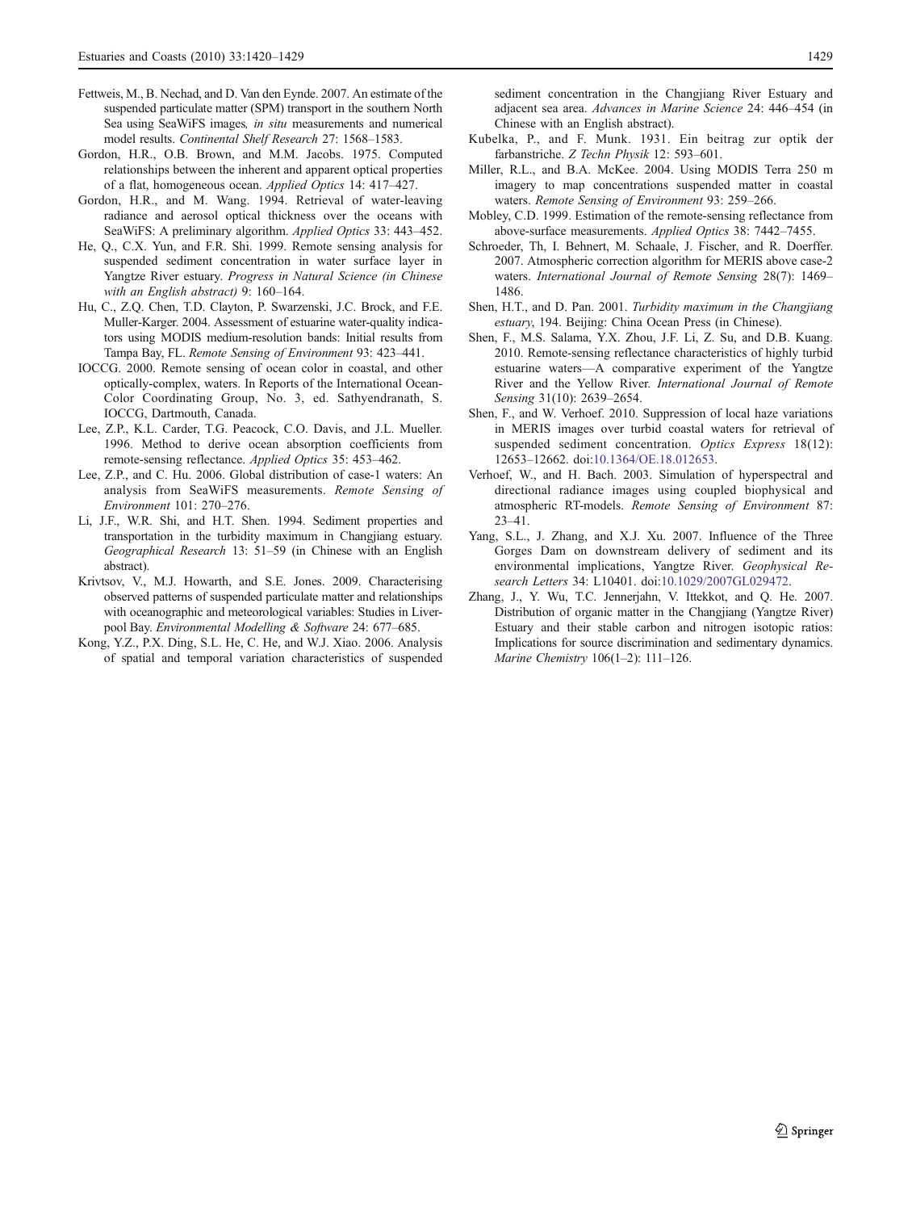Fettweis, M., B. Nechad, and D. Van den Eynde. 2007. An estimate of the suspended particulate matter (SPM) transport in the southern North Sea using SeaWiFS images, *in situ* measurements and numerical model results. *Continental Shelf Research* 27: 1568–1583.

Gordon, H.R., O.B. Brown, and M.M. Jacobs. 1975. Computed relationships between the inherent and apparent optical properties of a flat, homogeneous ocean. *Applied Optics* 14: 417–427.

Gordon, H.R., and M. Wang. 1994. Retrieval of water-leaving radiance and aerosol optical thickness over the oceans with SeaWiFS: A preliminary algorithm. *Applied Optics* 33: 443–452.

He, Q., C.X. Yun, and F.R. Shi. 1999. Remote sensing analysis for suspended sediment concentration in water surface layer in Yangtze River estuary. *Progress in Natural Science (in Chinese with an English abstract)* 9: 160–164.

Hu, C., Z.Q. Chen, T.D. Clayton, P. Swarzenski, J.C. Brock, and F.E. Muller-Karger. 2004. Assessment of estuarine water-quality indicators using MODIS medium-resolution bands: Initial results from Tampa Bay, FL. *Remote Sensing of Environment* 93: 423–441.

IOCCG. 2000. Remote sensing of ocean color in coastal, and other optically-complex, waters. In Reports of the International Ocean-Color Coordinating Group, No. 3, ed. Sathyendranath, S. IOCCG, Dartmouth, Canada.

Lee, Z.P., K.L. Carder, T.G. Peacock, C.O. Davis, and J.L. Mueller. 1996. Method to derive ocean absorption coefficients from remote-sensing reflectance. *Applied Optics* 35: 453–462.

Lee, Z.P., and C. Hu. 2006. Global distribution of case-1 waters: An analysis from SeaWiFS measurements. *Remote Sensing of Environment* 101: 270–276.

Li, J.F., W.R. Shi, and H.T. Shen. 1994. Sediment properties and transportation in the turbidity maximum in Changjiang estuary. *Geographical Research* 13: 51–59 (in Chinese with an English abstract).

Krivtsov, V., M.J. Howarth, and S.E. Jones. 2009. Characterising observed patterns of suspended particulate matter and relationships with oceanographic and meteorological variables: Studies in Liverpool Bay. *Environmental Modelling & Software* 24: 677–685.

Kong, Y.Z., P.X. Ding, S.L. He, C. He, and W.J. Xiao. 2006. Analysis of spatial and temporal variation characteristics of suspended sediment concentration in the Changjiang River Estuary and adjacent sea area. *Advances in Marine Science* 24: 446–454 (in Chinese with an English abstract).

Kubelka, P., and F. Munk. 1931. Ein beitrag zur optik der farbanstriche. *Z Techn Physik* 12: 593–601.

Miller, R.L., and B.A. McKee. 2004. Using MODIS Terra 250 m imagery to map concentrations suspended matter in coastal waters. *Remote Sensing of Environment* 93: 259–266.

Mobley, C.D. 1999. Estimation of the remote-sensing reflectance from above-surface measurements. *Applied Optics* 38: 7442–7455.

Schroeder, Th, I. Behnert, M. Schaale, J. Fischer, and R. Doerffer. 2007. Atmospheric correction algorithm for MERIS above case-2 waters. *International Journal of Remote Sensing* 28(7): 1469–1486.

Shen, H.T., and D. Pan. 2001. *Turbidity maximum in the Changjiang estuary*, 194. Beijing: China Ocean Press (in Chinese).

Shen, F., M.S. Salama, Y.X. Zhou, J.F. Li, Z. Su, and D.B. Kuang. 2010. Remote-sensing reflectance characteristics of highly turbid estuarine waters—A comparative experiment of the Yangtze River and the Yellow River. *International Journal of Remote Sensing* 31(10): 2639–2654.

Shen, F., and W. Verhoef. 2010. Suppression of local haze variations in MERIS images over turbid coastal waters for retrieval of suspended sediment concentration. *Optics Express* 18(12): 12653–12662. doi:10.1364/OE.18.012653.

Verhoef, W., and H. Bach. 2003. Simulation of hyperspectral and directional radiance images using coupled biophysical and atmospheric RT-models. *Remote Sensing of Environment* 87: 23–41.

Yang, S.L., J. Zhang, and X.J. Xu. 2007. Influence of the Three Gorges Dam on downstream delivery of sediment and its environmental implications, Yangtze River. *Geophysical Research Letters* 34: L10401. doi:10.1029/2007GL029472.

Zhang, J., Y. Wu, T.C. Jennerjahn, V. Ittekkot, and Q. He. 2007. Distribution of organic matter in the Changjiang (Yangtze River) Estuary and their stable carbon and nitrogen isotopic ratios: Implications for source discrimination and sedimentary dynamics. *Marine Chemistry* 106(1–2): 111–126.